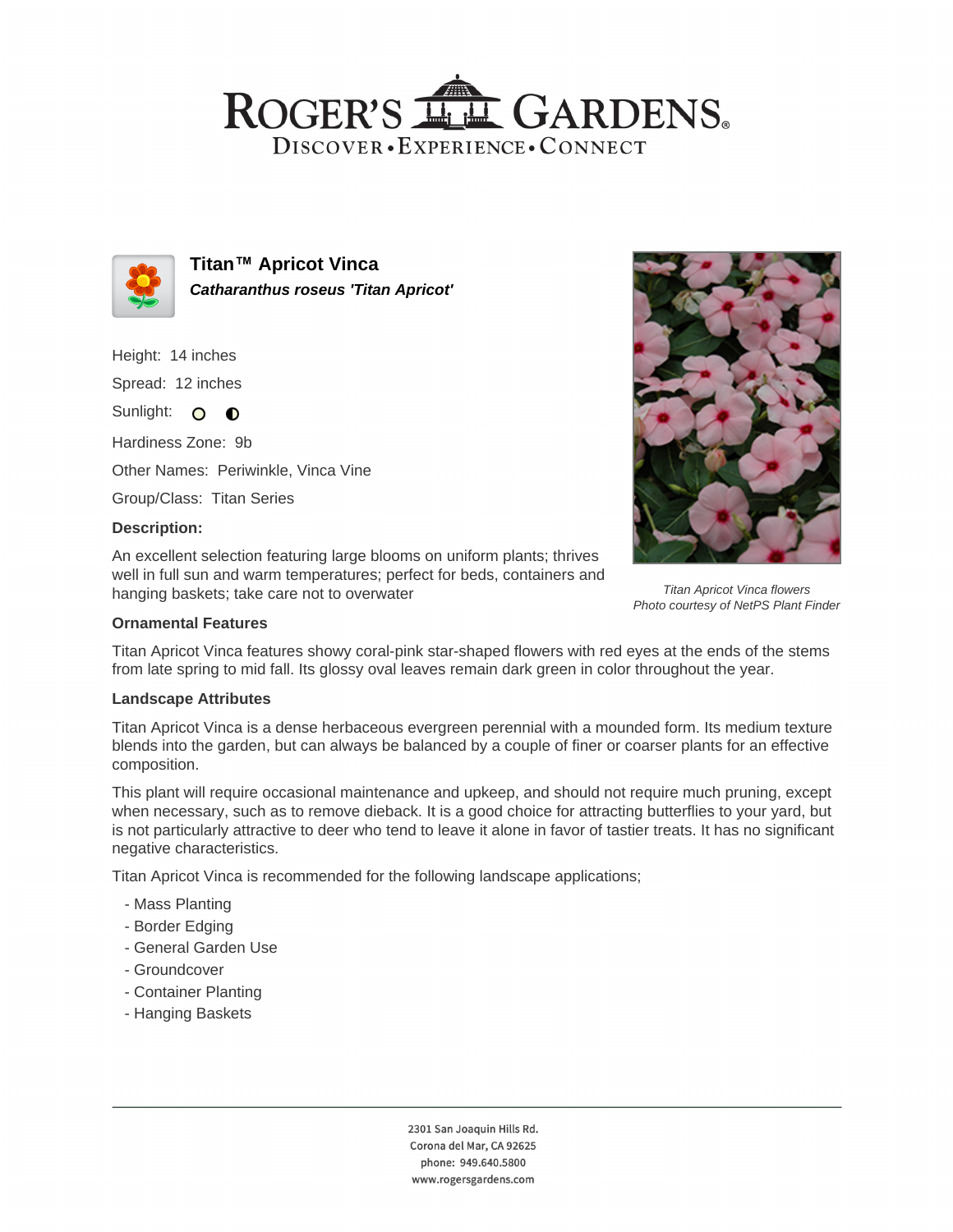# ROGER'S GARDENS

DISCOVER • EXPERIENCE • CONNECT

## Titan™ Apricot Vinca

***Catharanthus roseus 'Titan Apricot'***

Height: 14 inches

Spread: 12 inches

Sunlight: ○ ◐

Hardiness Zone: 9b

Other Names: Periwinkle, Vinca Vine

Group/Class: Titan Series

**Description:**

An excellent selection featuring large blooms on uniform plants; thrives well in full sun and warm temperatures; perfect for beds, containers and hanging baskets; take care not to overwater

*Titan Apricot Vinca flowers*
*Photo courtesy of NetPS Plant Finder*

**Ornamental Features**

Titan Apricot Vinca features showy coral-pink star-shaped flowers with red eyes at the ends of the stems from late spring to mid fall. Its glossy oval leaves remain dark green in color throughout the year.

**Landscape Attributes**

Titan Apricot Vinca is a dense herbaceous evergreen perennial with a mounded form. Its medium texture blends into the garden, but can always be balanced by a couple of finer or coarser plants for an effective composition.

This plant will require occasional maintenance and upkeep, and should not require much pruning, except when necessary, such as to remove dieback. It is a good choice for attracting butterflies to your yard, but is not particularly attractive to deer who tend to leave it alone in favor of tastier treats. It has no significant negative characteristics.

Titan Apricot Vinca is recommended for the following landscape applications;

- Mass Planting
- Border Edging
- General Garden Use
- Groundcover
- Container Planting
- Hanging Baskets

2301 San Joaquin Hills Rd.
Corona del Mar, CA 92625
phone: 949.640.5800
www.rogersgardens.com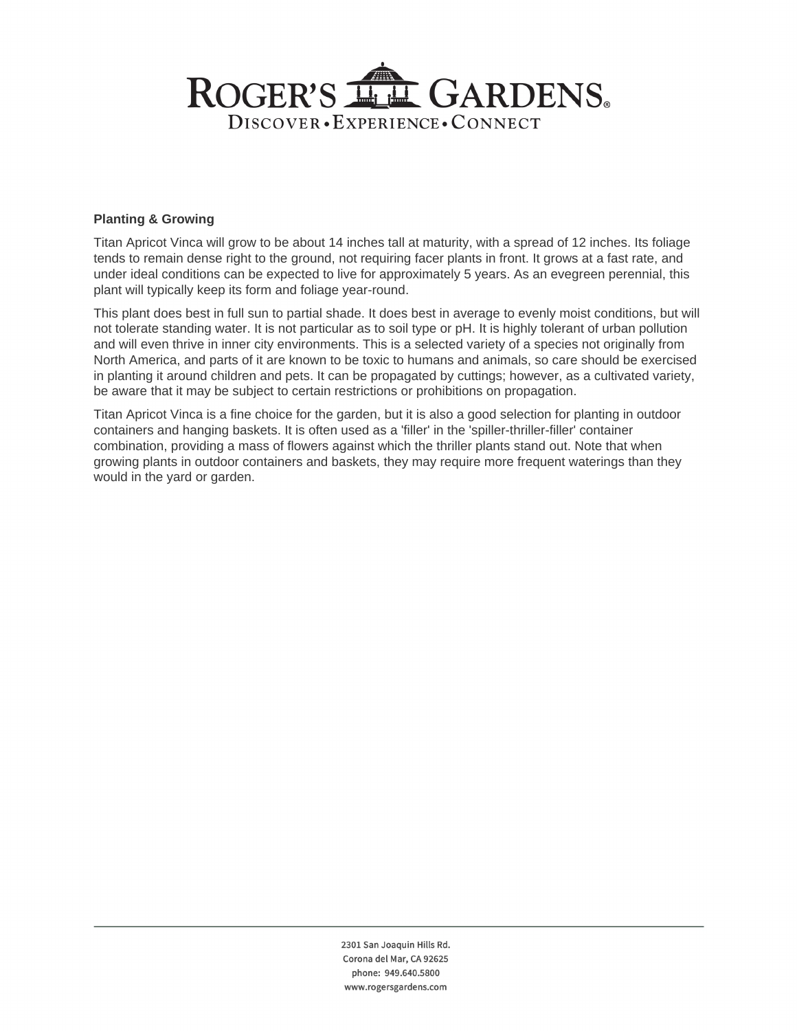**Planting & Growing**

Titan Apricot Vinca will grow to be about 14 inches tall at maturity, with a spread of 12 inches. Its foliage tends to remain dense right to the ground, not requiring facer plants in front. It grows at a fast rate, and under ideal conditions can be expected to live for approximately 5 years. As an evegreen perennial, this plant will typically keep its form and foliage year-round.

This plant does best in full sun to partial shade. It does best in average to evenly moist conditions, but will not tolerate standing water. It is not particular as to soil type or pH. It is highly tolerant of urban pollution and will even thrive in inner city environments. This is a selected variety of a species not originally from North America, and parts of it are known to be toxic to humans and animals, so care should be exercised in planting it around children and pets. It can be propagated by cuttings; however, as a cultivated variety, be aware that it may be subject to certain restrictions or prohibitions on propagation.

Titan Apricot Vinca is a fine choice for the garden, but it is also a good selection for planting in outdoor containers and hanging baskets. It is often used as a 'filler' in the 'spiller-thriller-filler' container combination, providing a mass of flowers against which the thriller plants stand out. Note that when growing plants in outdoor containers and baskets, they may require more frequent waterings than they would in the yard or garden.